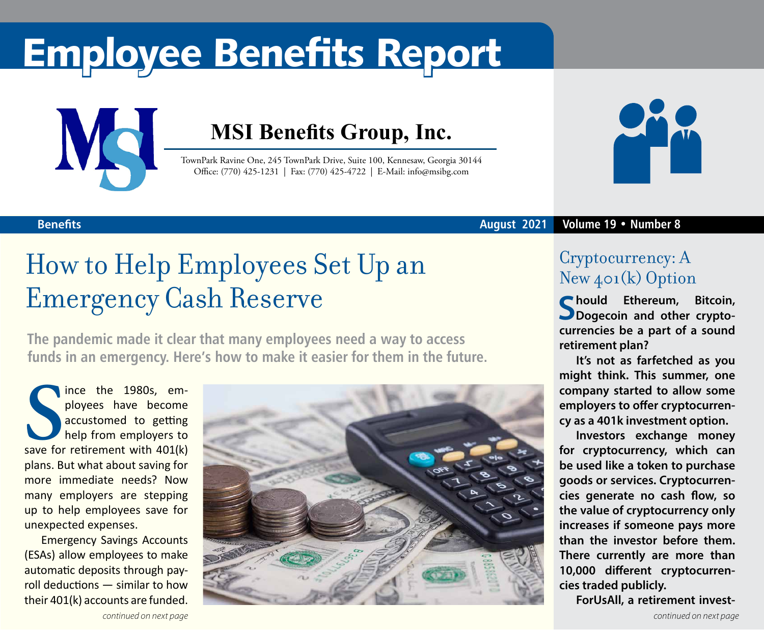# Employee Benefits Report

## MSI Benefits Group, Inc.

TownPark Ravine One, 245 TownPark Drive, Suite 100, Kennesaw, Georgia 30144
Office: (770) 425-1231 | Fax: (770) 425-4722 | E-Mail: info@msibg.com

**Benefits** **August 2021** **Volume 19 • Number 8**

# How to Help Employees Set Up an Emergency Cash Reserve

**The pandemic made it clear that many employees need a way to access funds in an emergency. Here's how to make it easier for them in the future.**

Since the 1980s, employees have become accustomed to getting help from employers to save for retirement with 401(k) plans. But what about saving for more immediate needs? Now many employers are stepping up to help employees save for unexpected expenses.

Emergency Savings Accounts (ESAs) allow employees to make automatic deposits through payroll deductions — similar to how their 401(k) accounts are funded.

*continued on next page*

## Cryptocurrency: A New 401(k) Option

**Should Ethereum, Bitcoin, Dogecoin and other cryptocurrencies be a part of a sound retirement plan?**

**It's not as farfetched as you might think. This summer, one company started to allow some employers to offer cryptocurrency as a 401k investment option.**

**Investors exchange money for cryptocurrency, which can be used like a token to purchase goods or services. Cryptocurrencies generate no cash flow, so the value of cryptocurrency only increases if someone pays more than the investor before them. There currently are more than 10,000 different cryptocurrencies traded publicly.**

**ForUsAll, a retirement invest-**

*continued on next page*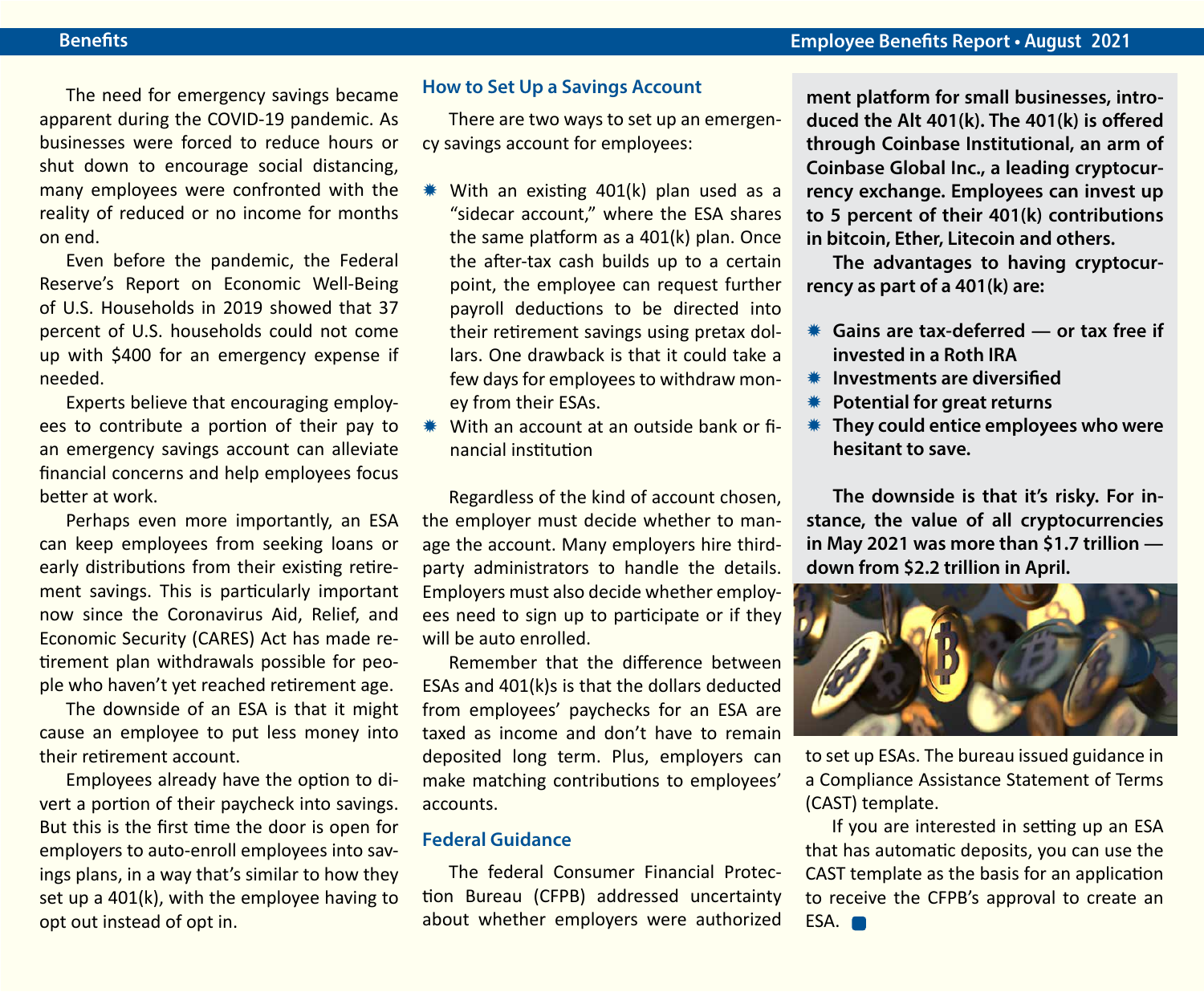The need for emergency savings became apparent during the COVID-19 pandemic. As businesses were forced to reduce hours or shut down to encourage social distancing, many employees were confronted with the reality of reduced or no income for months on end.

Even before the pandemic, the Federal Reserve's Report on Economic Well-Being of U.S. Households in 2019 showed that 37 percent of U.S. households could not come up with $400 for an emergency expense if needed.

Experts believe that encouraging employees to contribute a portion of their pay to an emergency savings account can alleviate financial concerns and help employees focus better at work.

Perhaps even more importantly, an ESA can keep employees from seeking loans or early distributions from their existing retirement savings. This is particularly important now since the Coronavirus Aid, Relief, and Economic Security (CARES) Act has made retirement plan withdrawals possible for people who haven't yet reached retirement age.

The downside of an ESA is that it might cause an employee to put less money into their retirement account.

Employees already have the option to divert a portion of their paycheck into savings. But this is the first time the door is open for employers to auto-enroll employees into savings plans, in a way that's similar to how they set up a 401(k), with the employee having to opt out instead of opt in.

### How to Set Up a Savings Account

There are two ways to set up an emergency savings account for employees:

- With an existing 401(k) plan used as a "sidecar account," where the ESA shares the same platform as a 401(k) plan. Once the after-tax cash builds up to a certain point, the employee can request further payroll deductions to be directed into their retirement savings using pretax dollars. One drawback is that it could take a few days for employees to withdraw money from their ESAs.
- With an account at an outside bank or financial institution

Regardless of the kind of account chosen, the employer must decide whether to manage the account. Many employers hire third-party administrators to handle the details. Employers must also decide whether employees need to sign up to participate or if they will be auto enrolled.

Remember that the difference between ESAs and 401(k)s is that the dollars deducted from employees' paychecks for an ESA are taxed as income and don't have to remain deposited long term. Plus, employers can make matching contributions to employees' accounts.

### Federal Guidance

The federal Consumer Financial Protection Bureau (CFPB) addressed uncertainty about whether employers were authorized to set up ESAs. The bureau issued guidance in a Compliance Assistance Statement of Terms (CAST) template.

If you are interested in setting up an ESA that has automatic deposits, you can use the CAST template as the basis for an application to receive the CFPB's approval to create an ESA.

**ment platform for small businesses, introduced the Alt 401(k). The 401(k) is offered through Coinbase Institutional, an arm of Coinbase Global Inc., a leading cryptocurrency exchange. Employees can invest up to 5 percent of their 401(k) contributions in bitcoin, Ether, Litecoin and others.**

**The advantages to having cryptocurrency as part of a 401(k) are:**

- **Gains are tax-deferred — or tax free if invested in a Roth IRA**
- **Investments are diversified**
- **Potential for great returns**
- **They could entice employees who were hesitant to save.**

**The downside is that it's risky. For instance, the value of all cryptocurrencies in May 2021 was more than $1.7 trillion — down from $2.2 trillion in April.**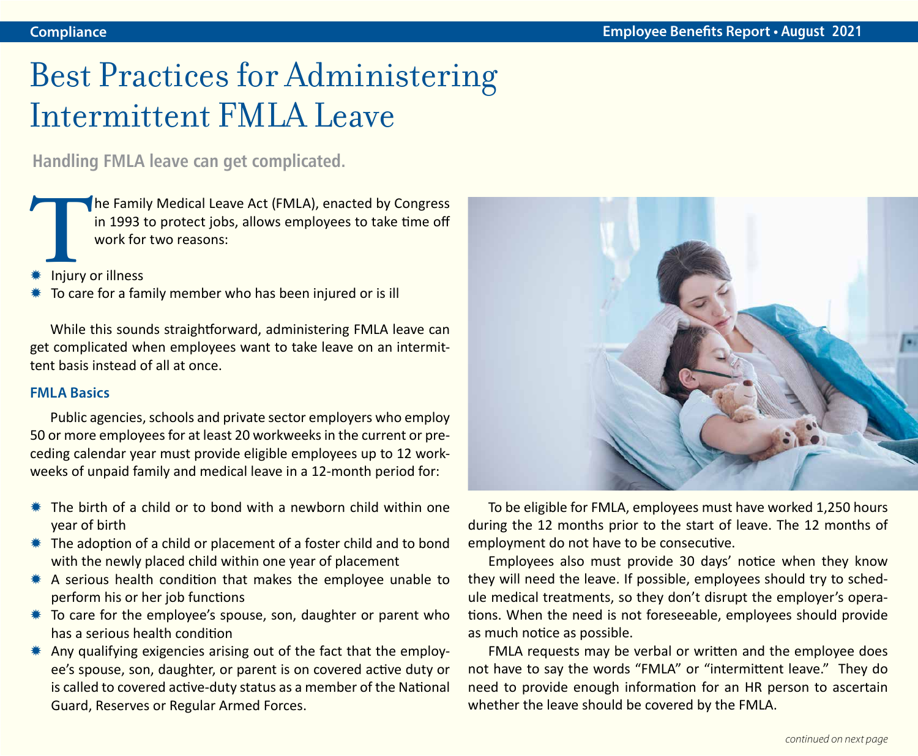# Best Practices for Administering Intermittent FMLA Leave

**Handling FMLA leave can get complicated.**

The Family Medical Leave Act (FMLA), enacted by Congress in 1993 to protect jobs, allows employees to take time off work for two reasons:

- Injury or illness
- To care for a family member who has been injured or is ill

While this sounds straightforward, administering FMLA leave can get complicated when employees want to take leave on an intermittent basis instead of all at once.

## FMLA Basics

Public agencies, schools and private sector employers who employ 50 or more employees for at least 20 workweeks in the current or preceding calendar year must provide eligible employees up to 12 workweeks of unpaid family and medical leave in a 12-month period for:

- The birth of a child or to bond with a newborn child within one year of birth
- The adoption of a child or placement of a foster child and to bond with the newly placed child within one year of placement
- A serious health condition that makes the employee unable to perform his or her job functions
- To care for the employee's spouse, son, daughter or parent who has a serious health condition
- Any qualifying exigencies arising out of the fact that the employee's spouse, son, daughter, or parent is on covered active duty or is called to covered active-duty status as a member of the National Guard, Reserves or Regular Armed Forces.

To be eligible for FMLA, employees must have worked 1,250 hours during the 12 months prior to the start of leave. The 12 months of employment do not have to be consecutive.

Employees also must provide 30 days' notice when they know they will need the leave. If possible, employees should try to schedule medical treatments, so they don't disrupt the employer's operations. When the need is not foreseeable, employees should provide as much notice as possible.

FMLA requests may be verbal or written and the employee does not have to say the words "FMLA" or "intermittent leave." They do need to provide enough information for an HR person to ascertain whether the leave should be covered by the FMLA.

*continued on next page*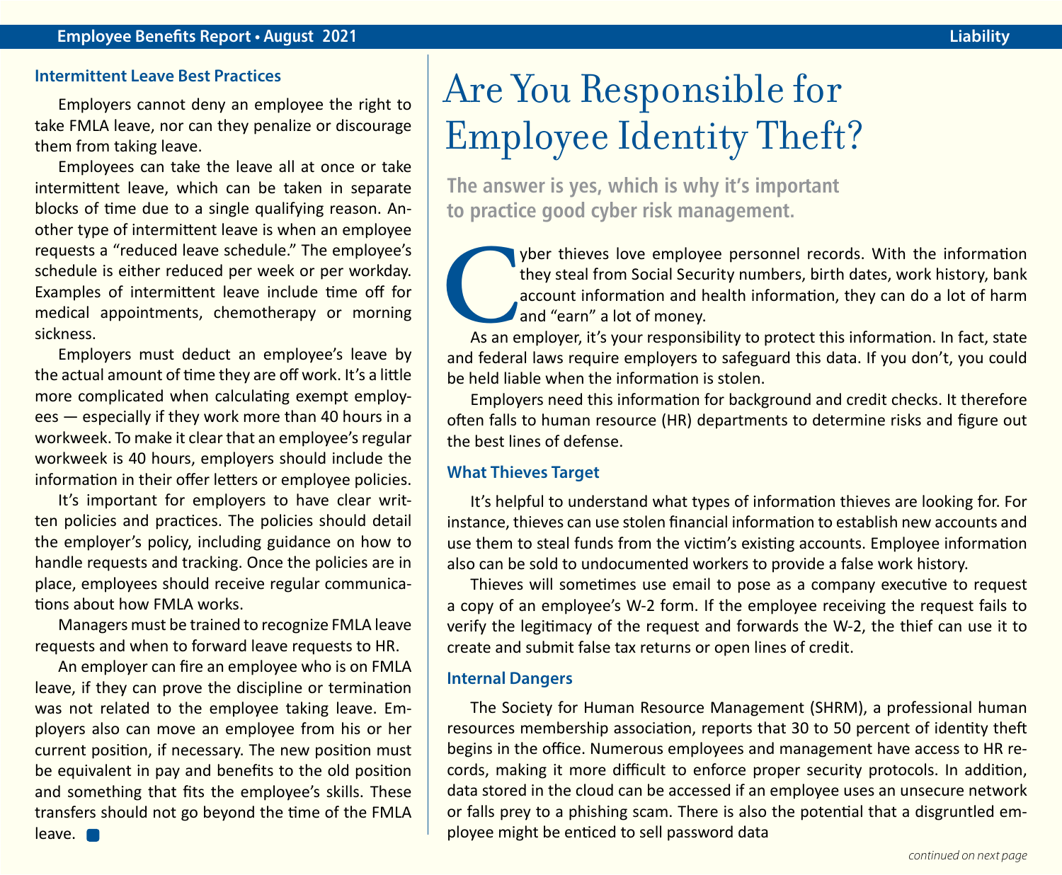### Intermittent Leave Best Practices

Employers cannot deny an employee the right to take FMLA leave, nor can they penalize or discourage them from taking leave.

Employees can take the leave all at once or take intermittent leave, which can be taken in separate blocks of time due to a single qualifying reason. Another type of intermittent leave is when an employee requests a "reduced leave schedule." The employee's schedule is either reduced per week or per workday. Examples of intermittent leave include time off for medical appointments, chemotherapy or morning sickness.

Employers must deduct an employee's leave by the actual amount of time they are off work. It's a little more complicated when calculating exempt employees — especially if they work more than 40 hours in a workweek. To make it clear that an employee's regular workweek is 40 hours, employers should include the information in their offer letters or employee policies.

It's important for employers to have clear written policies and practices. The policies should detail the employer's policy, including guidance on how to handle requests and tracking. Once the policies are in place, employees should receive regular communications about how FMLA works.

Managers must be trained to recognize FMLA leave requests and when to forward leave requests to HR.

An employer can fire an employee who is on FMLA leave, if they can prove the discipline or termination was not related to the employee taking leave. Employers also can move an employee from his or her current position, if necessary. The new position must be equivalent in pay and benefits to the old position and something that fits the employee's skills. These transfers should not go beyond the time of the FMLA leave.

# Are You Responsible for Employee Identity Theft?

**The answer is yes, which is why it's important to practice good cyber risk management.**

Cyber thieves love employee personnel records. With the information they steal from Social Security numbers, birth dates, work history, bank account information and health information, they can do a lot of harm and "earn" a lot of money.

As an employer, it's your responsibility to protect this information. In fact, state and federal laws require employers to safeguard this data. If you don't, you could be held liable when the information is stolen.

Employers need this information for background and credit checks. It therefore often falls to human resource (HR) departments to determine risks and figure out the best lines of defense.

### What Thieves Target

It's helpful to understand what types of information thieves are looking for. For instance, thieves can use stolen financial information to establish new accounts and use them to steal funds from the victim's existing accounts. Employee information also can be sold to undocumented workers to provide a false work history.

Thieves will sometimes use email to pose as a company executive to request a copy of an employee's W-2 form. If the employee receiving the request fails to verify the legitimacy of the request and forwards the W-2, the thief can use it to create and submit false tax returns or open lines of credit.

### Internal Dangers

The Society for Human Resource Management (SHRM), a professional human resources membership association, reports that 30 to 50 percent of identity theft begins in the office. Numerous employees and management have access to HR records, making it more difficult to enforce proper security protocols. In addition, data stored in the cloud can be accessed if an employee uses an unsecure network or falls prey to a phishing scam. There is also the potential that a disgruntled employee might be enticed to sell password data

*continued on next page*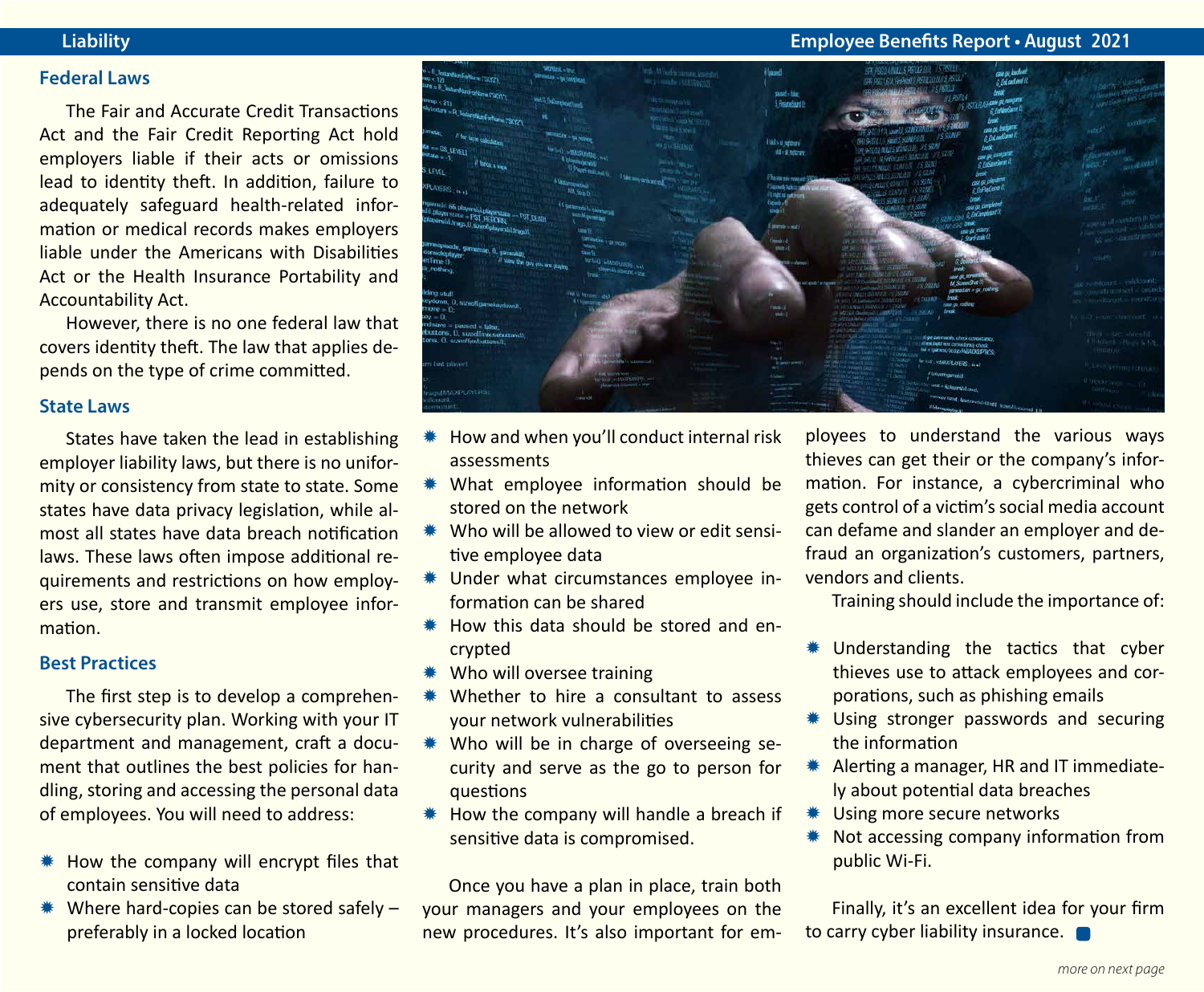### Federal Laws

The Fair and Accurate Credit Transactions Act and the Fair Credit Reporting Act hold employers liable if their acts or omissions lead to identity theft. In addition, failure to adequately safeguard health-related information or medical records makes employers liable under the Americans with Disabilities Act or the Health Insurance Portability and Accountability Act.

However, there is no one federal law that covers identity theft. The law that applies depends on the type of crime committed.

### State Laws

States have taken the lead in establishing employer liability laws, but there is no uniformity or consistency from state to state. Some states have data privacy legislation, while almost all states have data breach notification laws. These laws often impose additional requirements and restrictions on how employers use, store and transmit employee information.

### Best Practices

The first step is to develop a comprehensive cybersecurity plan. Working with your IT department and management, craft a document that outlines the best policies for handling, storing and accessing the personal data of employees. You will need to address:

- How the company will encrypt files that contain sensitive data
- Where hard-copies can be stored safely – preferably in a locked location
- How and when you'll conduct internal risk assessments
- What employee information should be stored on the network
- Who will be allowed to view or edit sensitive employee data
- Under what circumstances employee information can be shared
- How this data should be stored and encrypted
- Who will oversee training
- Whether to hire a consultant to assess your network vulnerabilities
- Who will be in charge of overseeing security and serve as the go to person for questions
- How the company will handle a breach if sensitive data is compromised.

Once you have a plan in place, train both your managers and your employees on the new procedures. It's also important for employees to understand the various ways thieves can get their or the company's information. For instance, a cybercriminal who gets control of a victim's social media account can defame and slander an employer and defraud an organization's customers, partners, vendors and clients.

Training should include the importance of:

- Understanding the tactics that cyber thieves use to attack employees and corporations, such as phishing emails
- Using stronger passwords and securing the information
- Alerting a manager, HR and IT immediately about potential data breaches
- Using more secure networks
- Not accessing company information from public Wi-Fi.

Finally, it's an excellent idea for your firm to carry cyber liability insurance.

*more on next page*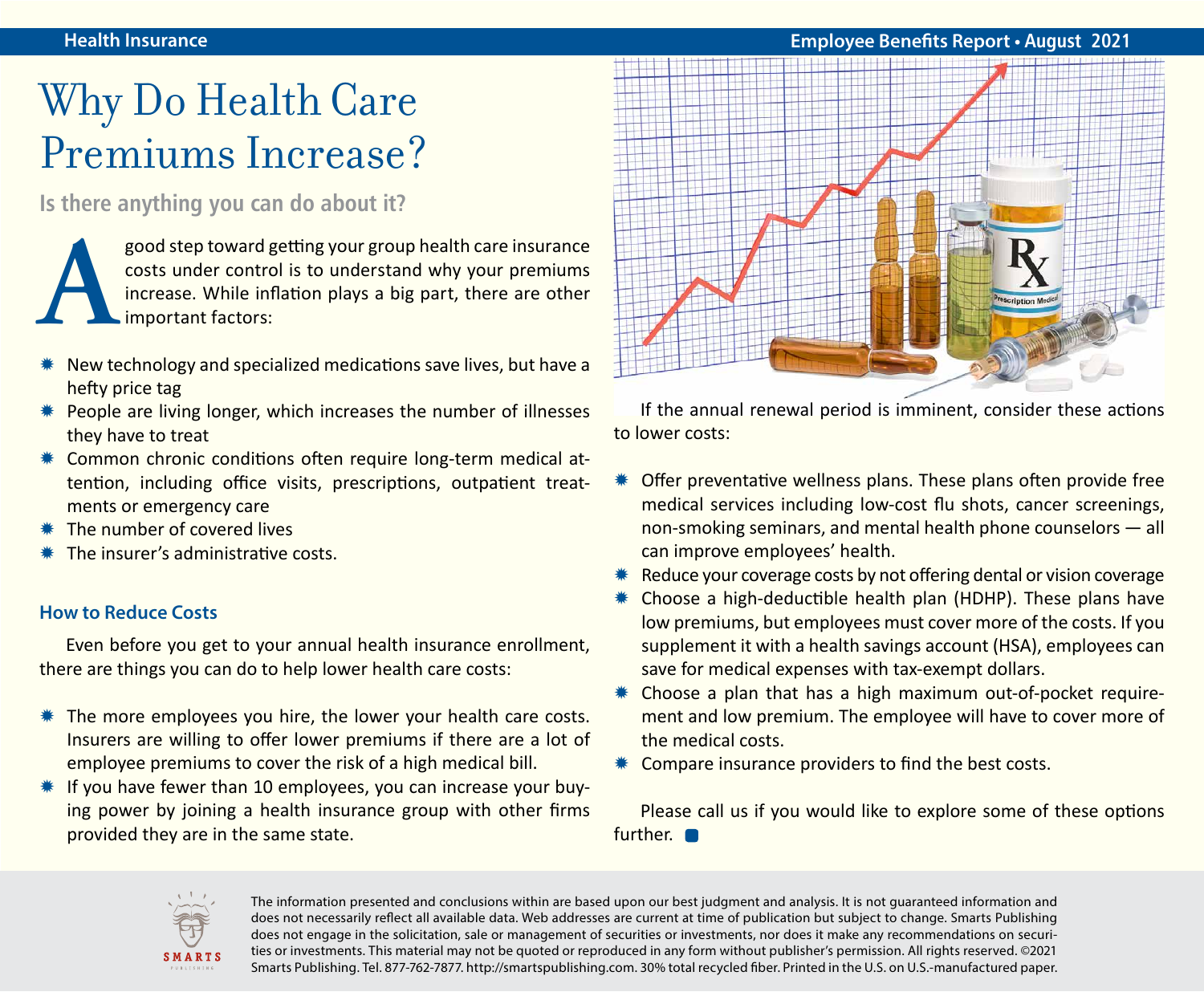# Why Do Health Care Premiums Increase?

**Is there anything you can do about it?**

A good step toward getting your group health care insurance costs under control is to understand why your premiums increase. While inflation plays a big part, there are other important factors:

- New technology and specialized medications save lives, but have a hefty price tag
- People are living longer, which increases the number of illnesses they have to treat
- Common chronic conditions often require long-term medical attention, including office visits, prescriptions, outpatient treatments or emergency care
- The number of covered lives
- The insurer's administrative costs.

## How to Reduce Costs

Even before you get to your annual health insurance enrollment, there are things you can do to help lower health care costs:

- The more employees you hire, the lower your health care costs. Insurers are willing to offer lower premiums if there are a lot of employee premiums to cover the risk of a high medical bill.
- If you have fewer than 10 employees, you can increase your buying power by joining a health insurance group with other firms provided they are in the same state.

If the annual renewal period is imminent, consider these actions to lower costs:

- Offer preventative wellness plans. These plans often provide free medical services including low-cost flu shots, cancer screenings, non-smoking seminars, and mental health phone counselors — all can improve employees' health.
- Reduce your coverage costs by not offering dental or vision coverage
- Choose a high-deductible health plan (HDHP). These plans have low premiums, but employees must cover more of the costs. If you supplement it with a health savings account (HSA), employees can save for medical expenses with tax-exempt dollars.
- Choose a plan that has a high maximum out-of-pocket requirement and low premium. The employee will have to cover more of the medical costs.
- Compare insurance providers to find the best costs.

Please call us if you would like to explore some of these options further.

The information presented and conclusions within are based upon our best judgment and analysis. It is not guaranteed information and does not necessarily reflect all available data. Web addresses are current at time of publication but subject to change. Smarts Publishing does not engage in the solicitation, sale or management of securities or investments, nor does it make any recommendations on securities or investments. This material may not be quoted or reproduced in any form without publisher's permission. All rights reserved. ©2021 Smarts Publishing. Tel. 877-762-7877. http://smartspublishing.com. 30% total recycled fiber. Printed in the U.S. on U.S.-manufactured paper.